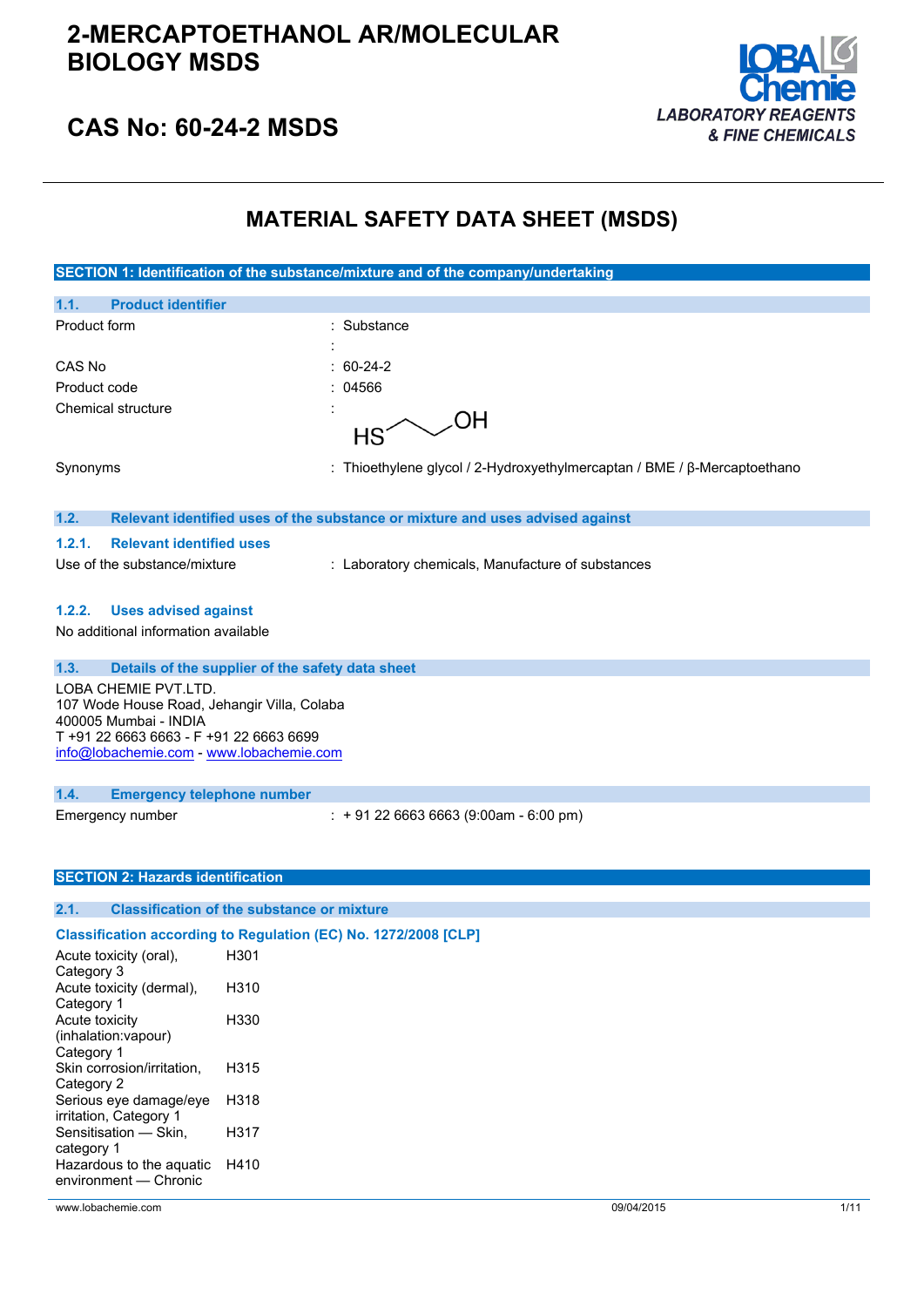# 2-MERCAPTOETHANOL AR/MOLECULAR BIOLOGY MSDS

## CAS No: 60-24-2 MSDS

LOBA Chemie
LABORATORY REAGENTS & FINE CHEMICALS

# MATERIAL SAFETY DATA SHEET (MSDS)

## SECTION 1: Identification of the substance/mixture and of the company/undertaking

### 1.1. Product identifier

| | | |
|---|---|---|
| Product form | : | Substance |
| | : | |
| CAS No | : | 60-24-2 |
| Product code | : | 04566 |
| Chemical structure | : | HS–CH2–CH2–OH |
| Synonyms | : | Thioethylene glycol / 2-Hydroxyethylmercaptan / BME / β-Mercaptoethano |

### 1.2. Relevant identified uses of the substance or mixture and uses advised against

#### 1.2.1. Relevant identified uses

Use of the substance/mixture : Laboratory chemicals, Manufacture of substances

#### 1.2.2. Uses advised against

No additional information available

### 1.3. Details of the supplier of the safety data sheet

LOBA CHEMIE PVT.LTD.
107 Wode House Road, Jehangir Villa, Colaba
400005 Mumbai - INDIA
T +91 22 6663 6663 - F +91 22 6663 6699
info@lobachemie.com - www.lobachemie.com

### 1.4. Emergency telephone number

Emergency number : + 91 22 6663 6663 (9:00am - 6:00 pm)

## SECTION 2: Hazards identification

### 2.1. Classification of the substance or mixture

**Classification according to Regulation (EC) No. 1272/2008 [CLP]**

| | |
|---|---|
| Acute toxicity (oral), Category 3 | H301 |
| Acute toxicity (dermal), Category 1 | H310 |
| Acute toxicity (inhalation:vapour) Category 1 | H330 |
| Skin corrosion/irritation, Category 2 | H315 |
| Serious eye damage/eye irritation, Category 1 | H318 |
| Sensitisation — Skin, category 1 | H317 |
| Hazardous to the aquatic environment — Chronic | H410 |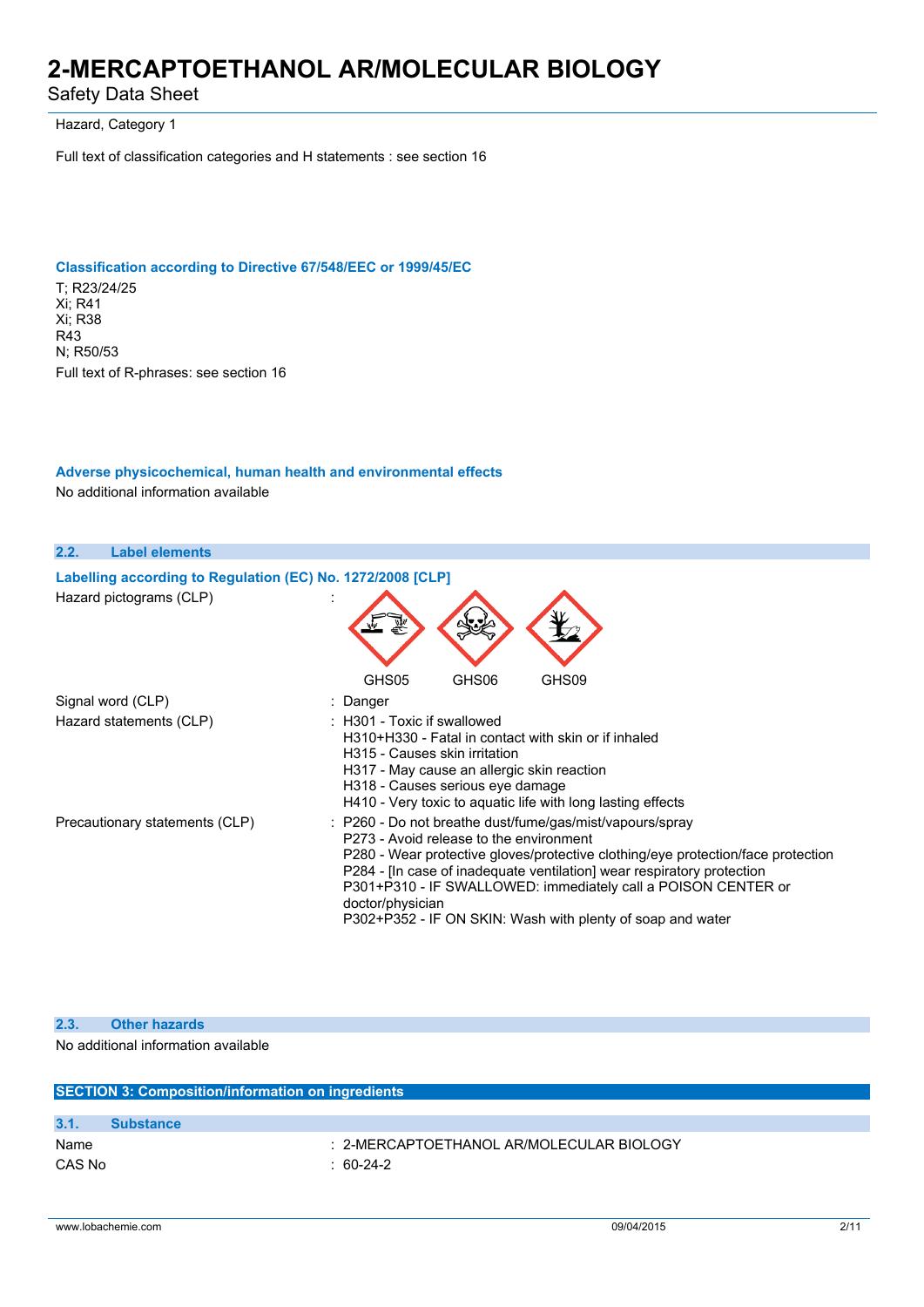Hazard, Category 1

Full text of classification categories and H statements : see section 16

**Classification according to Directive 67/548/EEC or 1999/45/EC**

T; R23/24/25
Xi; R41
Xi; R38
R43
N; R50/53

Full text of R-phrases: see section 16

**Adverse physicochemical, human health and environmental effects**

No additional information available

## 2.2. Label elements

**Labelling according to Regulation (EC) No. 1272/2008 [CLP]**

| | |
|---|---|
| Hazard pictograms (CLP) | : GHS05 GHS06 GHS09 |
| Signal word (CLP) | : Danger |
| Hazard statements (CLP) | : H301 - Toxic if swallowed<br>H310+H330 - Fatal in contact with skin or if inhaled<br>H315 - Causes skin irritation<br>H317 - May cause an allergic skin reaction<br>H318 - Causes serious eye damage<br>H410 - Very toxic to aquatic life with long lasting effects |
| Precautionary statements (CLP) | : P260 - Do not breathe dust/fume/gas/mist/vapours/spray<br>P273 - Avoid release to the environment<br>P280 - Wear protective gloves/protective clothing/eye protection/face protection<br>P284 - [In case of inadequate ventilation] wear respiratory protection<br>P301+P310 - IF SWALLOWED: immediately call a POISON CENTER or doctor/physician<br>P302+P352 - IF ON SKIN: Wash with plenty of soap and water |

## 2.3. Other hazards

No additional information available

# SECTION 3: Composition/information on ingredients

## 3.1. Substance

| | |
|---|---|
| Name | : 2-MERCAPTOETHANOL AR/MOLECULAR BIOLOGY |
| CAS No | : 60-24-2 |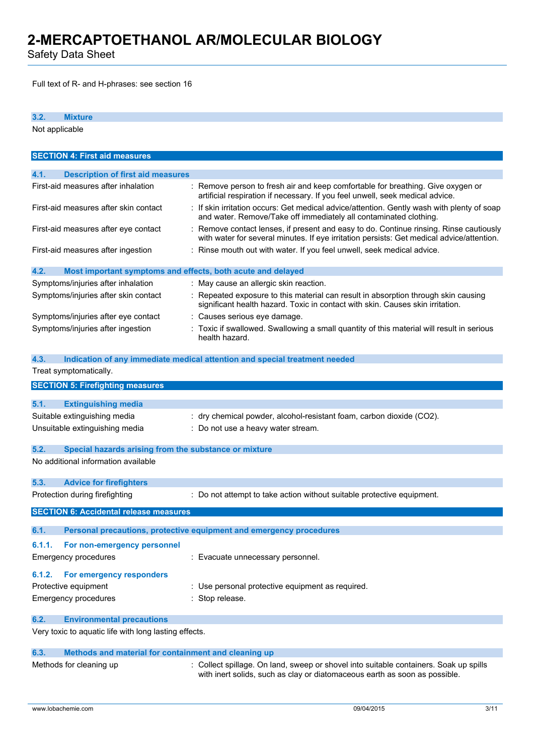Full text of R- and H-phrases: see section 16

### 3.2. Mixture

Not applicable

## SECTION 4: First aid measures

### 4.1. Description of first aid measures

| | |
|---|---|
| First-aid measures after inhalation | : Remove person to fresh air and keep comfortable for breathing. Give oxygen or artificial respiration if necessary. If you feel unwell, seek medical advice. |
| First-aid measures after skin contact | : If skin irritation occurs: Get medical advice/attention. Gently wash with plenty of soap and water. Remove/Take off immediately all contaminated clothing. |
| First-aid measures after eye contact | : Remove contact lenses, if present and easy to do. Continue rinsing. Rinse cautiously with water for several minutes. If eye irritation persists: Get medical advice/attention. |
| First-aid measures after ingestion | : Rinse mouth out with water. If you feel unwell, seek medical advice. |

### 4.2. Most important symptoms and effects, both acute and delayed

| | |
|---|---|
| Symptoms/injuries after inhalation | : May cause an allergic skin reaction. |
| Symptoms/injuries after skin contact | : Repeated exposure to this material can result in absorption through skin causing significant health hazard. Toxic in contact with skin. Causes skin irritation. |
| Symptoms/injuries after eye contact | : Causes serious eye damage. |
| Symptoms/injuries after ingestion | : Toxic if swallowed. Swallowing a small quantity of this material will result in serious health hazard. |

### 4.3. Indication of any immediate medical attention and special treatment needed

Treat symptomatically.

## SECTION 5: Firefighting measures

### 5.1. Extinguishing media

| | |
|---|---|
| Suitable extinguishing media | : dry chemical powder, alcohol-resistant foam, carbon dioxide ($CO_2$). |
| Unsuitable extinguishing media | : Do not use a heavy water stream. |

### 5.2. Special hazards arising from the substance or mixture

No additional information available

### 5.3. Advice for firefighters

| | |
|---|---|
| Protection during firefighting | : Do not attempt to take action without suitable protective equipment. |

## SECTION 6: Accidental release measures

### 6.1. Personal precautions, protective equipment and emergency procedures

#### 6.1.1. For non-emergency personnel

| | |
|---|---|
| Emergency procedures | : Evacuate unnecessary personnel. |

#### 6.1.2. For emergency responders

| | |
|---|---|
| Protective equipment | : Use personal protective equipment as required. |
| Emergency procedures | : Stop release. |

### 6.2. Environmental precautions

Very toxic to aquatic life with long lasting effects.

### 6.3. Methods and material for containment and cleaning up

| | |
|---|---|
| Methods for cleaning up | : Collect spillage. On land, sweep or shovel into suitable containers. Soak up spills with inert solids, such as clay or diatomaceous earth as soon as possible. |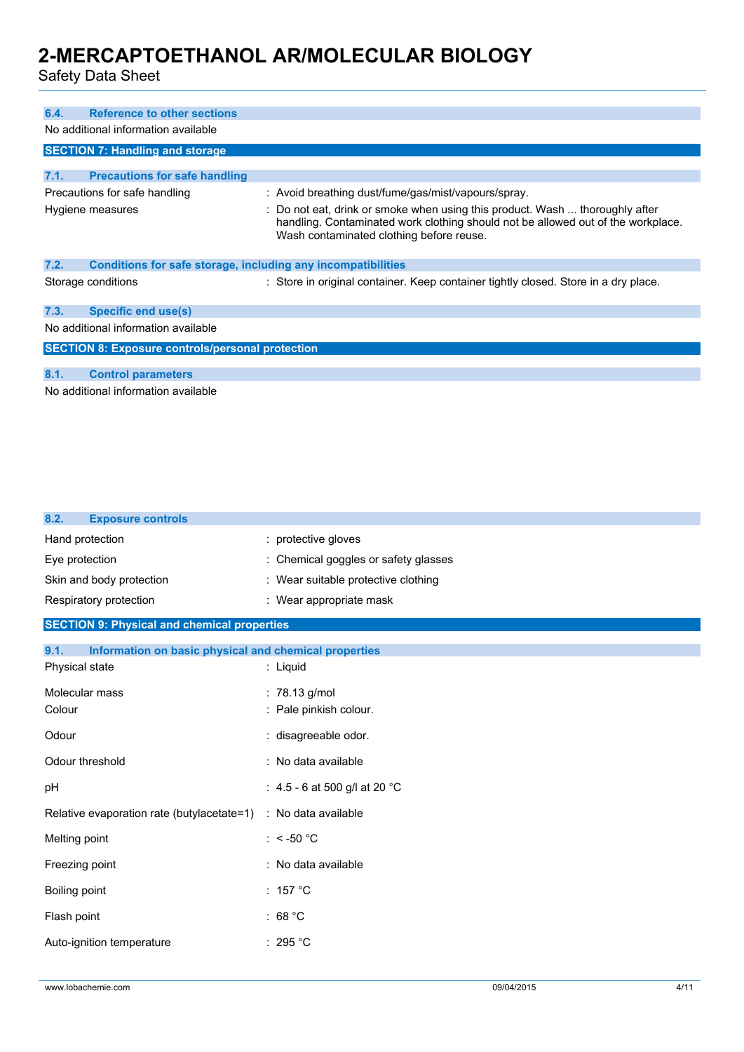### 6.4. Reference to other sections

No additional information available

## SECTION 7: Handling and storage

### 7.1. Precautions for safe handling

| | |
|---|---|
| Precautions for safe handling | : Avoid breathing dust/fume/gas/mist/vapours/spray. |
| Hygiene measures | : Do not eat, drink or smoke when using this product. Wash ... thoroughly after handling. Contaminated work clothing should not be allowed out of the workplace. Wash contaminated clothing before reuse. |

### 7.2. Conditions for safe storage, including any incompatibilities

| | |
|---|---|
| Storage conditions | : Store in original container. Keep container tightly closed. Store in a dry place. |

### 7.3. Specific end use(s)

No additional information available

## SECTION 8: Exposure controls/personal protection

### 8.1. Control parameters

No additional information available

### 8.2. Exposure controls

| | |
|---|---|
| Hand protection | : protective gloves |
| Eye protection | : Chemical goggles or safety glasses |
| Skin and body protection | : Wear suitable protective clothing |
| Respiratory protection | : Wear appropriate mask |

## SECTION 9: Physical and chemical properties

### 9.1. Information on basic physical and chemical properties

| | |
|---|---|
| Physical state | : Liquid |
| Molecular mass | : 78.13 g/mol |
| Colour | : Pale pinkish colour. |
| Odour | : disagreeable odor. |
| Odour threshold | : No data available |
| pH | : 4.5 - 6 at 500 g/l at 20 °C |
| Relative evaporation rate (butylacetate=1) | : No data available |
| Melting point | : < -50 °C |
| Freezing point | : No data available |
| Boiling point | : 157 °C |
| Flash point | : 68 °C |
| Auto-ignition temperature | : 295 °C |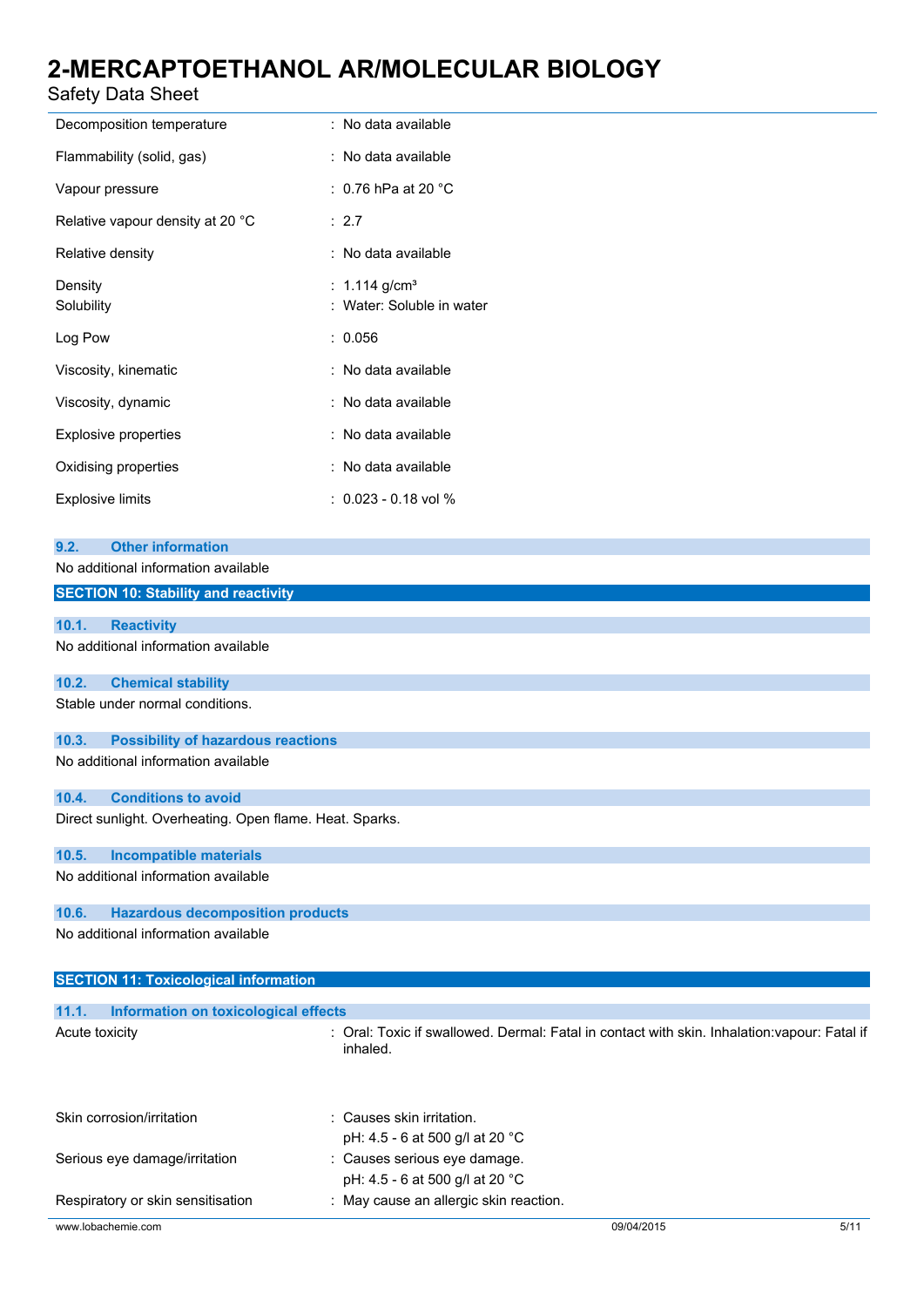| | |
|---|---|
| Decomposition temperature | : No data available |
| Flammability (solid, gas) | : No data available |
| Vapour pressure | : 0.76 hPa at 20 °C |
| Relative vapour density at 20 °C | : 2.7 |
| Relative density | : No data available |
| Density | : 1.114 g/cm³ |
| Solubility | : Water: Soluble in water |
| Log Pow | : 0.056 |
| Viscosity, kinematic | : No data available |
| Viscosity, dynamic | : No data available |
| Explosive properties | : No data available |
| Oxidising properties | : No data available |
| Explosive limits | : 0.023 - 0.18 vol % |

### 9.2. Other information

No additional information available

## SECTION 10: Stability and reactivity

### 10.1. Reactivity

No additional information available

### 10.2. Chemical stability

Stable under normal conditions.

### 10.3. Possibility of hazardous reactions

No additional information available

### 10.4. Conditions to avoid

Direct sunlight. Overheating. Open flame. Heat. Sparks.

### 10.5. Incompatible materials

No additional information available

### 10.6. Hazardous decomposition products

No additional information available

## SECTION 11: Toxicological information

### 11.1. Information on toxicological effects

| | |
|---|---|
| Acute toxicity | : Oral: Toxic if swallowed. Dermal: Fatal in contact with skin. Inhalation:vapour: Fatal if inhaled. |
| Skin corrosion/irritation | : Causes skin irritation.<br>pH: 4.5 - 6 at 500 g/l at 20 °C |
| Serious eye damage/irritation | : Causes serious eye damage.<br>pH: 4.5 - 6 at 500 g/l at 20 °C |
| Respiratory or skin sensitisation | : May cause an allergic skin reaction. |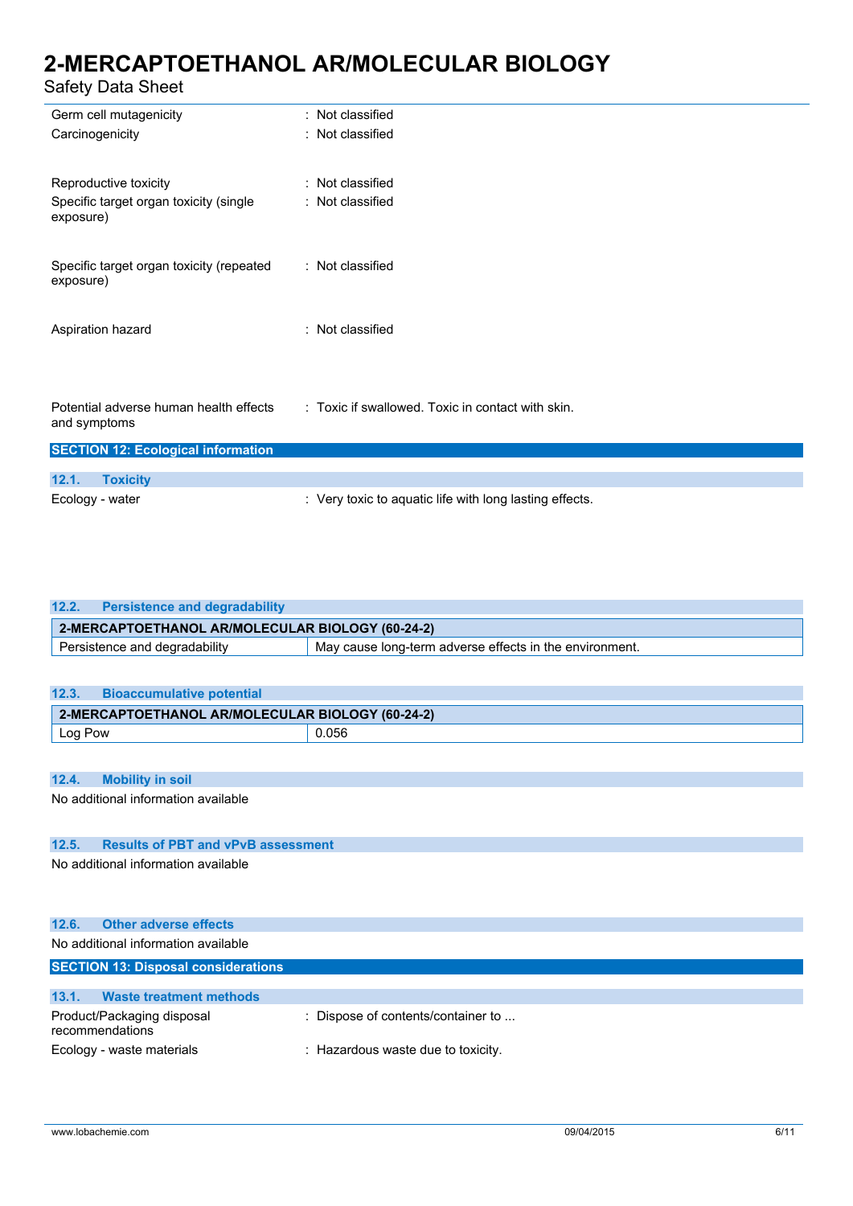| | |
|---|---|
| Germ cell mutagenicity | : Not classified |
| Carcinogenicity | : Not classified |
| Reproductive toxicity | : Not classified |
| Specific target organ toxicity (single exposure) | : Not classified |
| Specific target organ toxicity (repeated exposure) | : Not classified |
| Aspiration hazard | : Not classified |
| Potential adverse human health effects and symptoms | : Toxic if swallowed. Toxic in contact with skin. |

## SECTION 12: Ecological information

### 12.1. Toxicity

| | |
|---|---|
| Ecology - water | : Very toxic to aquatic life with long lasting effects. |

### 12.2. Persistence and degradability

| 2-MERCAPTOETHANOL AR/MOLECULAR BIOLOGY (60-24-2) | |
|---|---|
| Persistence and degradability | May cause long-term adverse effects in the environment. |

### 12.3. Bioaccumulative potential

| 2-MERCAPTOETHANOL AR/MOLECULAR BIOLOGY (60-24-2) | |
|---|---|
| Log Pow | 0.056 |

### 12.4. Mobility in soil

No additional information available

### 12.5. Results of PBT and vPvB assessment

No additional information available

### 12.6. Other adverse effects

No additional information available

## SECTION 13: Disposal considerations

### 13.1. Waste treatment methods

| | |
|---|---|
| Product/Packaging disposal recommendations | : Dispose of contents/container to ... |
| Ecology - waste materials | : Hazardous waste due to toxicity. |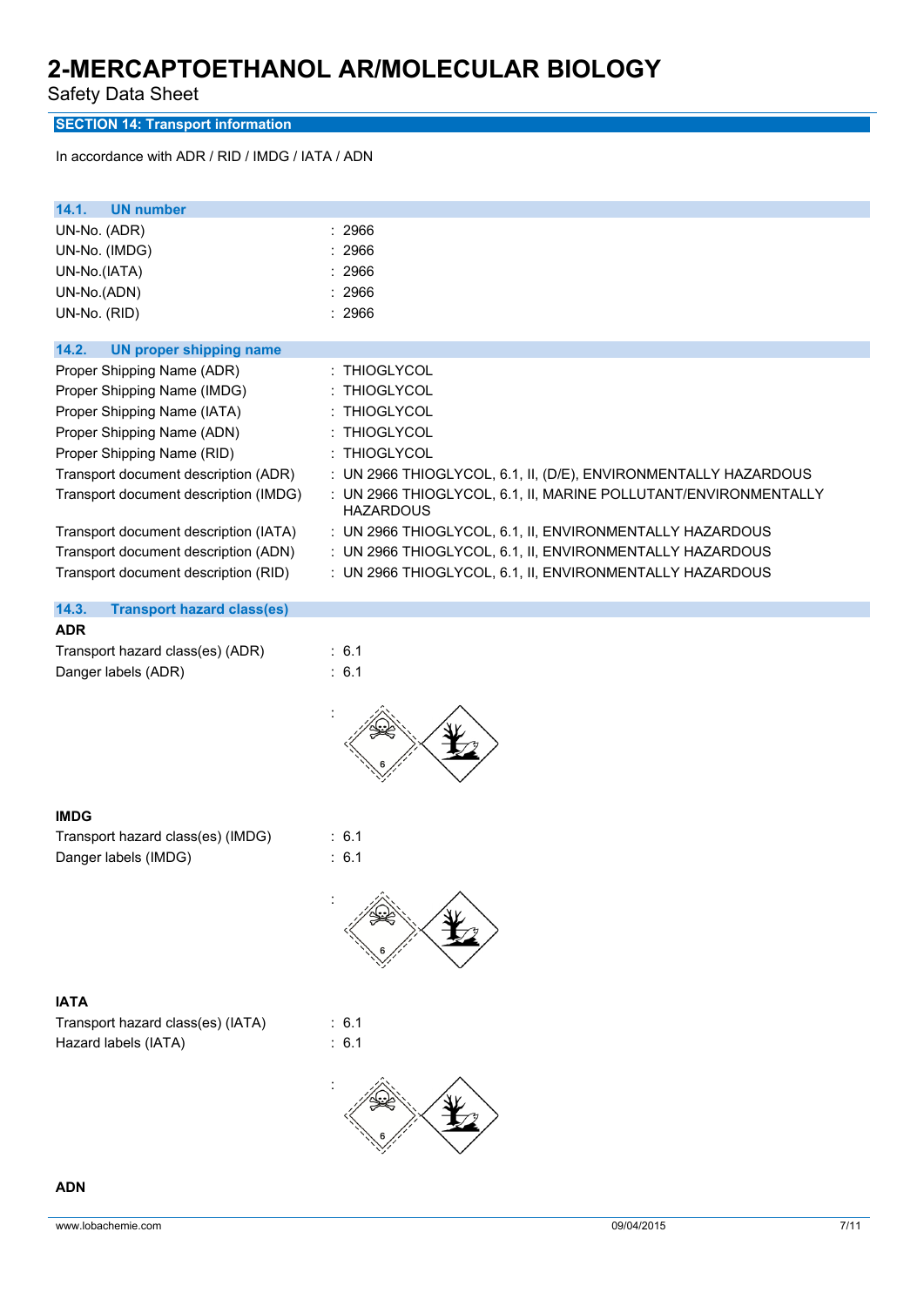## SECTION 14: Transport information

In accordance with ADR / RID / IMDG / IATA / ADN

### 14.1. UN number

| | |
|---|---|
| UN-No. (ADR) | : 2966 |
| UN-No. (IMDG) | : 2966 |
| UN-No.(IATA) | : 2966 |
| UN-No.(ADN) | : 2966 |
| UN-No. (RID) | : 2966 |

### 14.2. UN proper shipping name

| | |
|---|---|
| Proper Shipping Name (ADR) | : THIOGLYCOL |
| Proper Shipping Name (IMDG) | : THIOGLYCOL |
| Proper Shipping Name (IATA) | : THIOGLYCOL |
| Proper Shipping Name (ADN) | : THIOGLYCOL |
| Proper Shipping Name (RID) | : THIOGLYCOL |
| Transport document description (ADR) | : UN 2966 THIOGLYCOL, 6.1, II, (D/E), ENVIRONMENTALLY HAZARDOUS |
| Transport document description (IMDG) | : UN 2966 THIOGLYCOL, 6.1, II, MARINE POLLUTANT/ENVIRONMENTALLY HAZARDOUS |
| Transport document description (IATA) | : UN 2966 THIOGLYCOL, 6.1, II, ENVIRONMENTALLY HAZARDOUS |
| Transport document description (ADN) | : UN 2966 THIOGLYCOL, 6.1, II, ENVIRONMENTALLY HAZARDOUS |
| Transport document description (RID) | : UN 2966 THIOGLYCOL, 6.1, II, ENVIRONMENTALLY HAZARDOUS |

### 14.3. Transport hazard class(es)

**ADR**

| | |
|---|---|
| Transport hazard class(es) (ADR) | : 6.1 |
| Danger labels (ADR) | : 6.1 |

:

**IMDG**

| | |
|---|---|
| Transport hazard class(es) (IMDG) | : 6.1 |
| Danger labels (IMDG) | : 6.1 |

:

**IATA**

| | |
|---|---|
| Transport hazard class(es) (IATA) | : 6.1 |
| Hazard labels (IATA) | : 6.1 |

:

**ADN**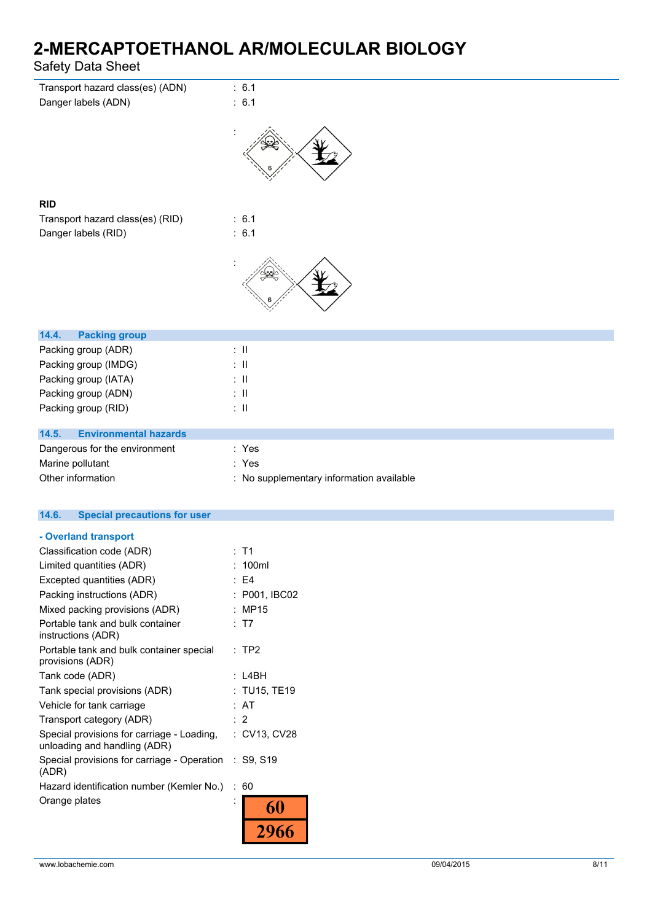| | |
|---|---|
| Transport hazard class(es) (ADN) | : 6.1 |
| Danger labels (ADN) | : 6.1 |
| | : |

**RID**

| | |
|---|---|
| Transport hazard class(es) (RID) | : 6.1 |
| Danger labels (RID) | : 6.1 |
| | : |

## 14.4. Packing group

| | |
|---|---|
| Packing group (ADR) | : II |
| Packing group (IMDG) | : II |
| Packing group (IATA) | : II |
| Packing group (ADN) | : II |
| Packing group (RID) | : II |

## 14.5. Environmental hazards

| | |
|---|---|
| Dangerous for the environment | : Yes |
| Marine pollutant | : Yes |
| Other information | : No supplementary information available |

## 14.6. Special precautions for user

**- Overland transport**

| | |
|---|---|
| Classification code (ADR) | : T1 |
| Limited quantities (ADR) | : 100ml |
| Excepted quantities (ADR) | : E4 |
| Packing instructions (ADR) | : P001, IBC02 |
| Mixed packing provisions (ADR) | : MP15 |
| Portable tank and bulk container instructions (ADR) | : T7 |
| Portable tank and bulk container special provisions (ADR) | : TP2 |
| Tank code (ADR) | : L4BH |
| Tank special provisions (ADR) | : TU15, TE19 |
| Vehicle for tank carriage | : AT |
| Transport category (ADR) | : 2 |
| Special provisions for carriage - Loading, unloading and handling (ADR) | : CV13, CV28 |
| Special provisions for carriage - Operation (ADR) | : S9, S19 |
| Hazard identification number (Kemler No.) | : 60 |
| Orange plates | : 60 / 2966 |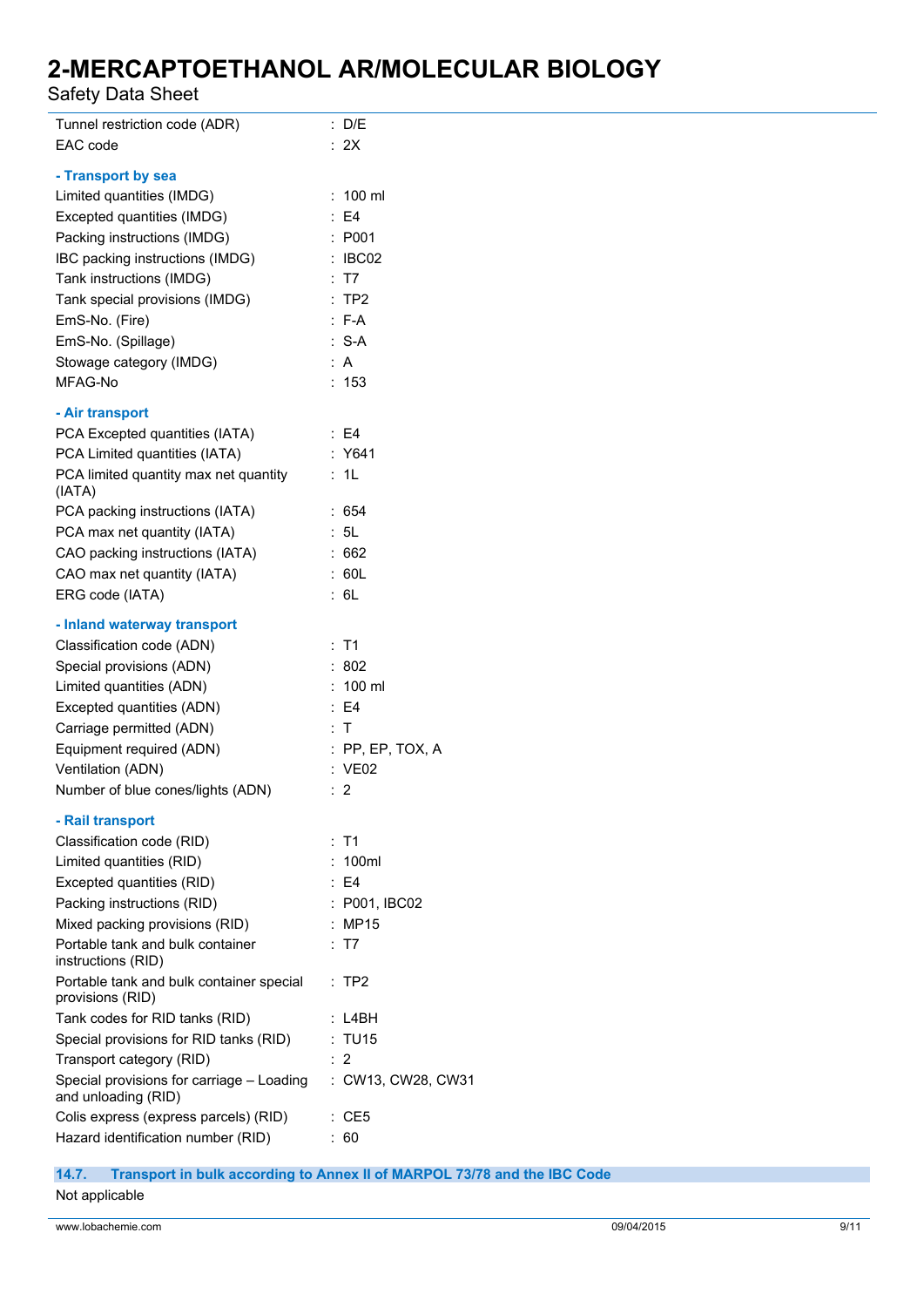| | |
|---|---|
| Tunnel restriction code (ADR) | : D/E |
| EAC code | : 2X |

**- Transport by sea**

| | |
|---|---|
| Limited quantities (IMDG) | : 100 ml |
| Excepted quantities (IMDG) | : E4 |
| Packing instructions (IMDG) | : P001 |
| IBC packing instructions (IMDG) | : IBC02 |
| Tank instructions (IMDG) | : T7 |
| Tank special provisions (IMDG) | : TP2 |
| EmS-No. (Fire) | : F-A |
| EmS-No. (Spillage) | : S-A |
| Stowage category (IMDG) | : A |
| MFAG-No | : 153 |

**- Air transport**

| | |
|---|---|
| PCA Excepted quantities (IATA) | : E4 |
| PCA Limited quantities (IATA) | : Y641 |
| PCA limited quantity max net quantity (IATA) | : 1L |
| PCA packing instructions (IATA) | : 654 |
| PCA max net quantity (IATA) | : 5L |
| CAO packing instructions (IATA) | : 662 |
| CAO max net quantity (IATA) | : 60L |
| ERG code (IATA) | : 6L |

**- Inland waterway transport**

| | |
|---|---|
| Classification code (ADN) | : T1 |
| Special provisions (ADN) | : 802 |
| Limited quantities (ADN) | : 100 ml |
| Excepted quantities (ADN) | : E4 |
| Carriage permitted (ADN) | : T |
| Equipment required (ADN) | : PP, EP, TOX, A |
| Ventilation (ADN) | : VE02 |
| Number of blue cones/lights (ADN) | : 2 |

**- Rail transport**

| | |
|---|---|
| Classification code (RID) | : T1 |
| Limited quantities (RID) | : 100ml |
| Excepted quantities (RID) | : E4 |
| Packing instructions (RID) | : P001, IBC02 |
| Mixed packing provisions (RID) | : MP15 |
| Portable tank and bulk container instructions (RID) | : T7 |
| Portable tank and bulk container special provisions (RID) | : TP2 |
| Tank codes for RID tanks (RID) | : L4BH |
| Special provisions for RID tanks (RID) | : TU15 |
| Transport category (RID) | : 2 |
| Special provisions for carriage – Loading and unloading (RID) | : CW13, CW28, CW31 |
| Colis express (express parcels) (RID) | : CE5 |
| Hazard identification number (RID) | : 60 |

## 14.7. Transport in bulk according to Annex II of MARPOL 73/78 and the IBC Code

Not applicable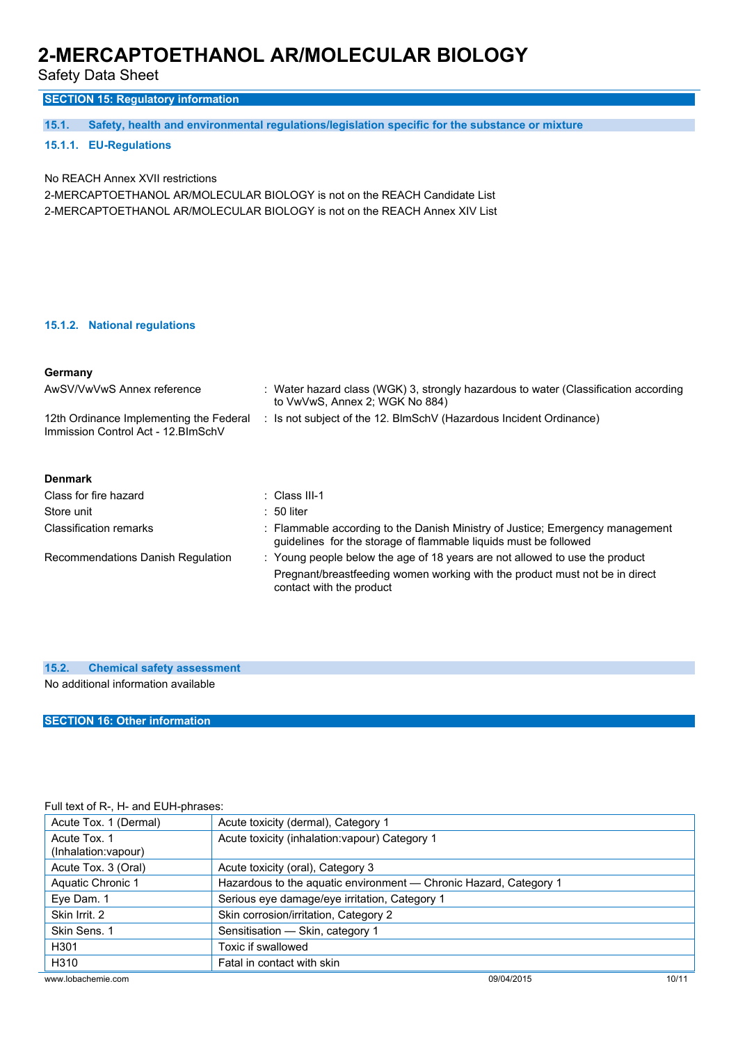## SECTION 15: Regulatory information

### 15.1. Safety, health and environmental regulations/legislation specific for the substance or mixture

#### 15.1.1. EU-Regulations

No REACH Annex XVII restrictions

2-MERCAPTOETHANOL AR/MOLECULAR BIOLOGY is not on the REACH Candidate List

2-MERCAPTOETHANOL AR/MOLECULAR BIOLOGY is not on the REACH Annex XIV List

#### 15.1.2. National regulations

**Germany**

| | |
|---|---|
| AwSV/VwVwS Annex reference | : Water hazard class (WGK) 3, strongly hazardous to water (Classification according to VwVwS, Annex 2; WGK No 884) |
| 12th Ordinance Implementing the Federal Immission Control Act - 12.BImSchV | : Is not subject of the 12. BlmSchV (Hazardous Incident Ordinance) |

**Denmark**

| | |
|---|---|
| Class for fire hazard | : Class III-1 |
| Store unit | : 50 liter |
| Classification remarks | : Flammable according to the Danish Ministry of Justice; Emergency management guidelines for the storage of flammable liquids must be followed |
| Recommendations Danish Regulation | : Young people below the age of 18 years are not allowed to use the product<br>Pregnant/breastfeeding women working with the product must not be in direct contact with the product |

### 15.2. Chemical safety assessment

No additional information available

## SECTION 16: Other information

Full text of R-, H- and EUH-phrases:

| | |
|---|---|
| Acute Tox. 1 (Dermal) | Acute toxicity (dermal), Category 1 |
| Acute Tox. 1 (Inhalation:vapour) | Acute toxicity (inhalation:vapour) Category 1 |
| Acute Tox. 3 (Oral) | Acute toxicity (oral), Category 3 |
| Aquatic Chronic 1 | Hazardous to the aquatic environment — Chronic Hazard, Category 1 |
| Eye Dam. 1 | Serious eye damage/eye irritation, Category 1 |
| Skin Irrit. 2 | Skin corrosion/irritation, Category 2 |
| Skin Sens. 1 | Sensitisation — Skin, category 1 |
| H301 | Toxic if swallowed |
| H310 | Fatal in contact with skin |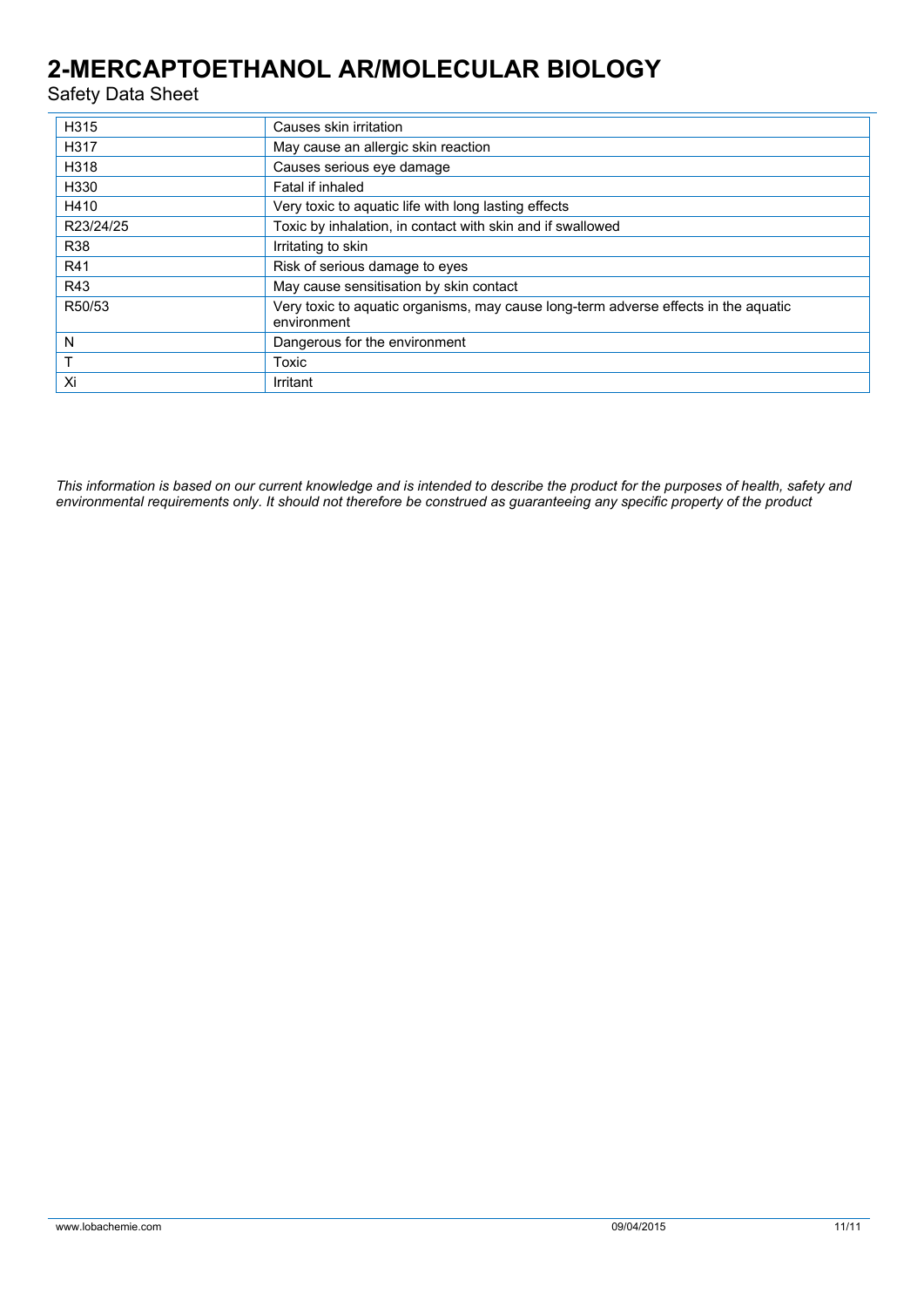| | |
|---|---|
| H315 | Causes skin irritation |
| H317 | May cause an allergic skin reaction |
| H318 | Causes serious eye damage |
| H330 | Fatal if inhaled |
| H410 | Very toxic to aquatic life with long lasting effects |
| R23/24/25 | Toxic by inhalation, in contact with skin and if swallowed |
| R38 | Irritating to skin |
| R41 | Risk of serious damage to eyes |
| R43 | May cause sensitisation by skin contact |
| R50/53 | Very toxic to aquatic organisms, may cause long-term adverse effects in the aquatic environment |
| N | Dangerous for the environment |
| T | Toxic |
| Xi | Irritant |

*This information is based on our current knowledge and is intended to describe the product for the purposes of health, safety and environmental requirements only. It should not therefore be construed as guaranteeing any specific property of the product*